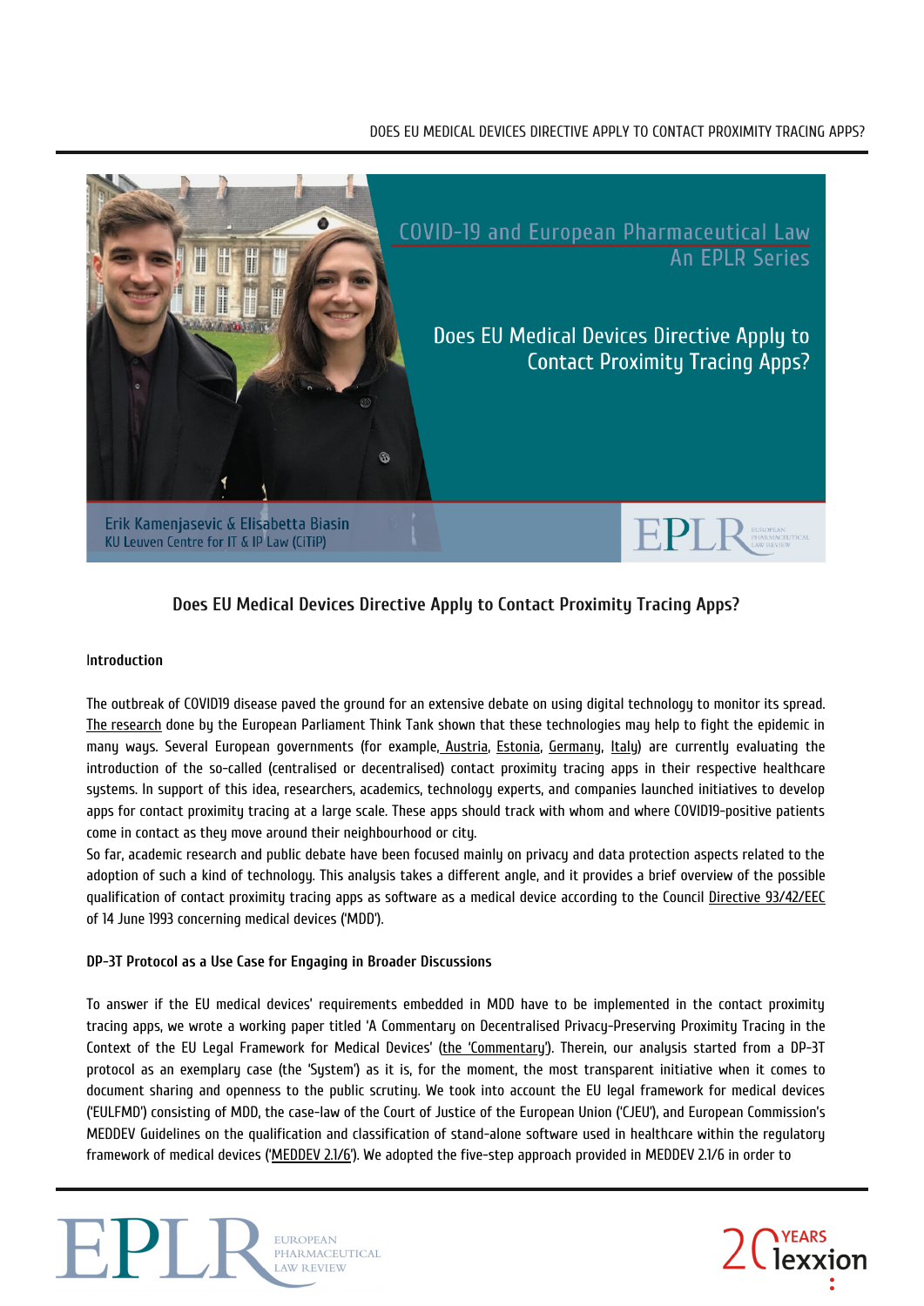COVID-19 and European Pharmaceutical Law
An EPLR Series

Does EU Medical Devices Directive Apply to Contact Proximity Tracing Apps?

Erik Kamenjasevic & Elisabetta Biasin
KU Leuven Centre for IT & IP Law (CiTiP)

# Does EU Medical Devices Directive Apply to Contact Proximity Tracing Apps?

## Introduction

The outbreak of COVID19 disease paved the ground for an extensive debate on using digital technology to monitor its spread. The research done by the European Parliament Think Tank shown that these technologies may help to fight the epidemic in many ways. Several European governments (for example, Austria, Estonia, Germany, Italy) are currently evaluating the introduction of the so-called (centralised or decentralised) contact proximity tracing apps in their respective healthcare systems. In support of this idea, researchers, academics, technology experts, and companies launched initiatives to develop apps for contact proximity tracing at a large scale. These apps should track with whom and where COVID19-positive patients come in contact as they move around their neighbourhood or city.

So far, academic research and public debate have been focused mainly on privacy and data protection aspects related to the adoption of such a kind of technology. This analysis takes a different angle, and it provides a brief overview of the possible qualification of contact proximity tracing apps as software as a medical device according to the Council Directive 93/42/EEC of 14 June 1993 concerning medical devices ('MDD').

## DP-3T Protocol as a Use Case for Engaging in Broader Discussions

To answer if the EU medical devices' requirements embedded in MDD have to be implemented in the contact proximity tracing apps, we wrote a working paper titled 'A Commentary on Decentralised Privacy-Preserving Proximity Tracing in the Context of the EU Legal Framework for Medical Devices' (the 'Commentary'). Therein, our analysis started from a DP-3T protocol as an exemplary case (the 'System') as it is, for the moment, the most transparent initiative when it comes to document sharing and openness to the public scrutiny. We took into account the EU legal framework for medical devices ('EULFMD') consisting of MDD, the case-law of the Court of Justice of the European Union ('CJEU'), and European Commission's MEDDEV Guidelines on the qualification and classification of stand-alone software used in healthcare within the regulatory framework of medical devices ('MEDDEV 2.1/6'). We adopted the five-step approach provided in MEDDEV 2.1/6 in order to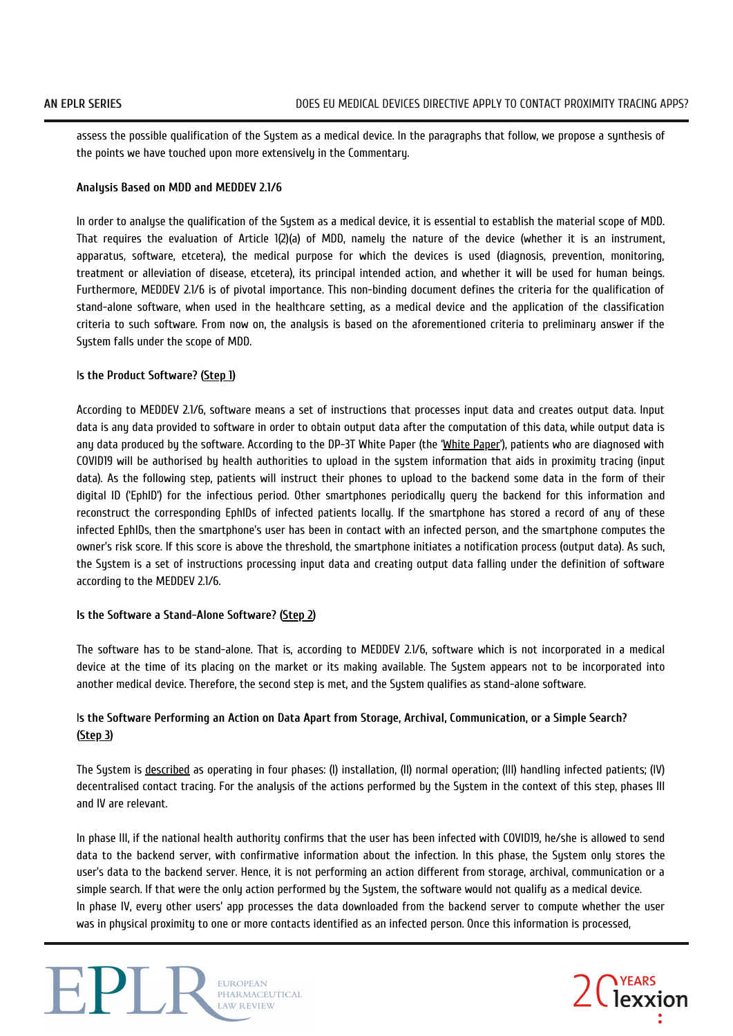assess the possible qualification of the System as a medical device. In the paragraphs that follow, we propose a synthesis of the points we have touched upon more extensively in the Commentary.

**Analysis Based on MDD and MEDDEV 2.1/6**

In order to analyse the qualification of the System as a medical device, it is essential to establish the material scope of MDD. That requires the evaluation of Article 1(2)(a) of MDD, namely the nature of the device (whether it is an instrument, apparatus, software, etcetera), the medical purpose for which the devices is used (diagnosis, prevention, monitoring, treatment or alleviation of disease, etcetera), its principal intended action, and whether it will be used for human beings. Furthermore, MEDDEV 2.1/6 is of pivotal importance. This non-binding document defines the criteria for the qualification of stand-alone software, when used in the healthcare setting, as a medical device and the application of the classification criteria to such software. From now on, the analysis is based on the aforementioned criteria to preliminary answer if the System falls under the scope of MDD.

**Is the Product Software? (Step 1)**

According to MEDDEV 2.1/6, software means a set of instructions that processes input data and creates output data. Input data is any data provided to software in order to obtain output data after the computation of this data, while output data is any data produced by the software. According to the DP-3T White Paper (the 'White Paper'), patients who are diagnosed with COVID19 will be authorised by health authorities to upload in the system information that aids in proximity tracing (input data). As the following step, patients will instruct their phones to upload to the backend some data in the form of their digital ID ('EphID') for the infectious period. Other smartphones periodically query the backend for this information and reconstruct the corresponding EphIDs of infected patients locally. If the smartphone has stored a record of any of these infected EphIDs, then the smartphone's user has been in contact with an infected person, and the smartphone computes the owner's risk score. If this score is above the threshold, the smartphone initiates a notification process (output data). As such, the System is a set of instructions processing input data and creating output data falling under the definition of software according to the MEDDEV 2.1/6.

**Is the Software a Stand-Alone Software? (Step 2)**

The software has to be stand-alone. That is, according to MEDDEV 2.1/6, software which is not incorporated in a medical device at the time of its placing on the market or its making available. The System appears not to be incorporated into another medical device. Therefore, the second step is met, and the System qualifies as stand-alone software.

**Is the Software Performing an Action on Data Apart from Storage, Archival, Communication, or a Simple Search? (Step 3)**

The System is described as operating in four phases: (I) installation, (II) normal operation; (III) handling infected patients; (IV) decentralised contact tracing. For the analysis of the actions performed by the System in the context of this step, phases III and IV are relevant.

In phase III, if the national health authority confirms that the user has been infected with COVID19, he/she is allowed to send data to the backend server, with confirmative information about the infection. In this phase, the System only stores the user's data to the backend server. Hence, it is not performing an action different from storage, archival, communication or a simple search. If that were the only action performed by the System, the software would not qualify as a medical device.

In phase IV, every other users' app processes the data downloaded from the backend server to compute whether the user was in physical proximity to one or more contacts identified as an infected person. Once this information is processed,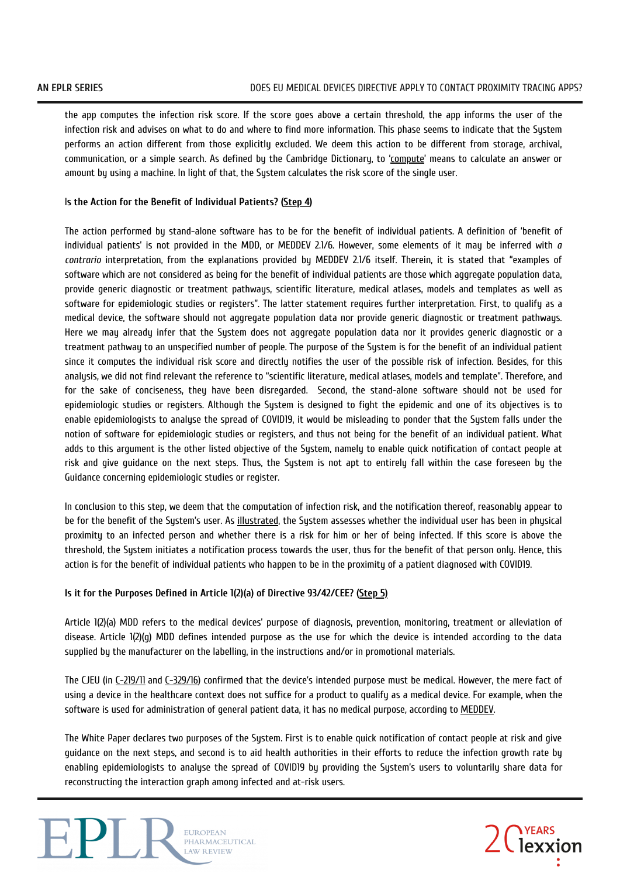the app computes the infection risk score. If the score goes above a certain threshold, the app informs the user of the infection risk and advises on what to do and where to find more information. This phase seems to indicate that the System performs an action different from those explicitly excluded. We deem this action to be different from storage, archival, communication, or a simple search. As defined by the Cambridge Dictionary, to 'compute' means to calculate an answer or amount by using a machine. In light of that, the System calculates the risk score of the single user.

### Is the Action for the Benefit of Individual Patients? (Step 4)

The action performed by stand-alone software has to be for the benefit of individual patients. A definition of 'benefit of individual patients' is not provided in the MDD, or MEDDEV 2.1/6. However, some elements of it may be inferred with *a contrario* interpretation, from the explanations provided by MEDDEV 2.1/6 itself. Therein, it is stated that "examples of software which are not considered as being for the benefit of individual patients are those which aggregate population data, provide generic diagnostic or treatment pathways, scientific literature, medical atlases, models and templates as well as software for epidemiologic studies or registers". The latter statement requires further interpretation. First, to qualify as a medical device, the software should not aggregate population data nor provide generic diagnostic or treatment pathways. Here we may already infer that the System does not aggregate population data nor it provides generic diagnostic or a treatment pathway to an unspecified number of people. The purpose of the System is for the benefit of an individual patient since it computes the individual risk score and directly notifies the user of the possible risk of infection. Besides, for this analysis, we did not find relevant the reference to "scientific literature, medical atlases, models and template". Therefore, and for the sake of conciseness, they have been disregarded. Second, the stand-alone software should not be used for epidemiologic studies or registers. Although the System is designed to fight the epidemic and one of its objectives is to enable epidemiologists to analyse the spread of COVID19, it would be misleading to ponder that the System falls under the notion of software for epidemiologic studies or registers, and thus not being for the benefit of an individual patient. What adds to this argument is the other listed objective of the System, namely to enable quick notification of contact people at risk and give guidance on the next steps. Thus, the System is not apt to entirely fall within the case foreseen by the Guidance concerning epidemiologic studies or register.

In conclusion to this step, we deem that the computation of infection risk, and the notification thereof, reasonably appear to be for the benefit of the System's user. As illustrated, the System assesses whether the individual user has been in physical proximity to an infected person and whether there is a risk for him or her of being infected. If this score is above the threshold, the System initiates a notification process towards the user, thus for the benefit of that person only. Hence, this action is for the benefit of individual patients who happen to be in the proximity of a patient diagnosed with COVID19.

### Is it for the Purposes Defined in Article 1(2)(a) of Directive 93/42/CEE? (Step 5)

Article 1(2)(a) MDD refers to the medical devices' purpose of diagnosis, prevention, monitoring, treatment or alleviation of disease. Article 1(2)(g) MDD defines intended purpose as the use for which the device is intended according to the data supplied by the manufacturer on the labelling, in the instructions and/or in promotional materials.

The CJEU (in C-219/11 and C-329/16) confirmed that the device's intended purpose must be medical. However, the mere fact of using a device in the healthcare context does not suffice for a product to qualify as a medical device. For example, when the software is used for administration of general patient data, it has no medical purpose, according to MEDDEV.

The White Paper declares two purposes of the System. First is to enable quick notification of contact people at risk and give guidance on the next steps, and second is to aid health authorities in their efforts to reduce the infection growth rate by enabling epidemiologists to analyse the spread of COVID19 by providing the System's users to voluntarily share data for reconstructing the interaction graph among infected and at-risk users.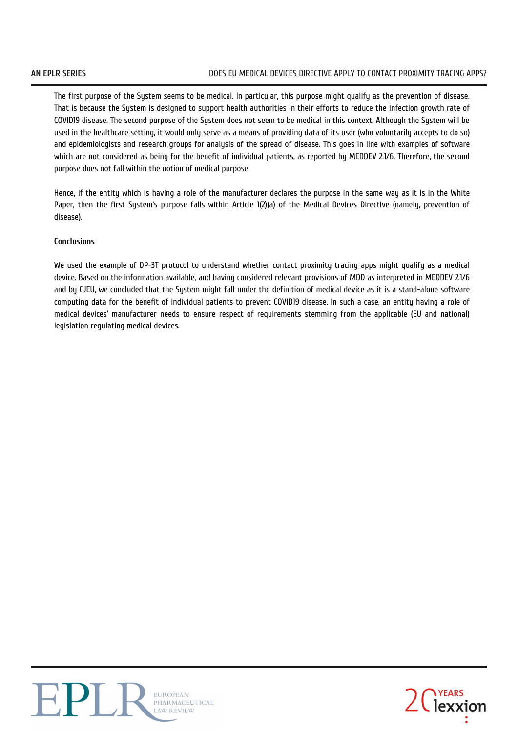The first purpose of the System seems to be medical. In particular, this purpose might qualify as the prevention of disease. That is because the System is designed to support health authorities in their efforts to reduce the infection growth rate of COVID19 disease. The second purpose of the System does not seem to be medical in this context. Although the System will be used in the healthcare setting, it would only serve as a means of providing data of its user (who voluntarily accepts to do so) and epidemiologists and research groups for analysis of the spread of disease. This goes in line with examples of software which are not considered as being for the benefit of individual patients, as reported by MEDDEV 2.1/6. Therefore, the second purpose does not fall within the notion of medical purpose.

Hence, if the entity which is having a role of the manufacturer declares the purpose in the same way as it is in the White Paper, then the first System's purpose falls within Article 1(2)(a) of the Medical Devices Directive (namely, prevention of disease).

**Conclusions**

We used the example of DP-3T protocol to understand whether contact proximity tracing apps might qualify as a medical device. Based on the information available, and having considered relevant provisions of MDD as interpreted in MEDDEV 2.1/6 and by CJEU, we concluded that the System might fall under the definition of medical device as it is a stand-alone software computing data for the benefit of individual patients to prevent COVID19 disease. In such a case, an entity having a role of medical devices' manufacturer needs to ensure respect of requirements stemming from the applicable (EU and national) legislation regulating medical devices.